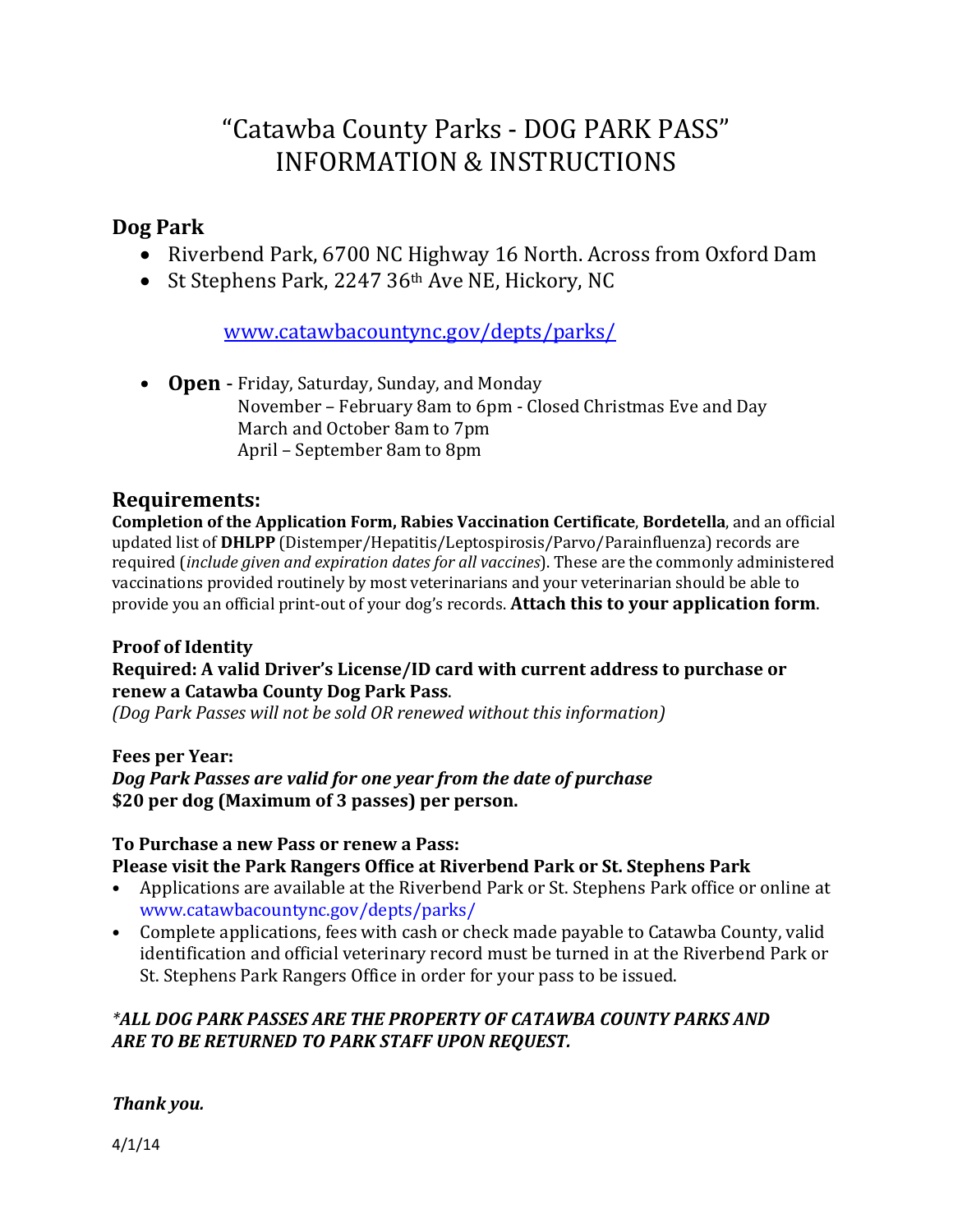# "Catawba County Parks - DOG PARK PASS" INFORMATION & INSTRUCTIONS

## Dog Park

- Riverbend Park, 6700 NC Highway 16 North. Across from Oxford Dam
- St Stephens Park, 2247 36th Ave NE, Hickory, NC

www.catawbacountync.gov/depts/parks/

- **Open** - Friday, Saturday, Sunday, and Monday
  November – February 8am to 6pm - Closed Christmas Eve and Day
  March and October 8am to 7pm
  April – September 8am to 8pm

## Requirements:

**Completion of the Application Form, Rabies Vaccination Certificate**, **Bordetella**, and an official updated list of **DHLPP** (Distemper/Hepatitis/Leptospirosis/Parvo/Parainfluenza) records are required (*include given and expiration dates for all vaccines*). These are the commonly administered vaccinations provided routinely by most veterinarians and your veterinarian should be able to provide you an official print-out of your dog's records. **Attach this to your application form**.

**Proof of Identity**
**Required: A valid Driver's License/ID card with current address to purchase or renew a Catawba County Dog Park Pass**.
*(Dog Park Passes will not be sold OR renewed without this information)*

**Fees per Year:**
***Dog Park Passes are valid for one year from the date of purchase***
**$20 per dog (Maximum of 3 passes) per person.**

**To Purchase a new Pass or renew a Pass:**
**Please visit the Park Rangers Office at Riverbend Park or St. Stephens Park**

- Applications are available at the Riverbend Park or St. Stephens Park office or online at www.catawbacountync.gov/depts/parks/
- Complete applications, fees with cash or check made payable to Catawba County, valid identification and official veterinary record must be turned in at the Riverbend Park or St. Stephens Park Rangers Office in order for your pass to be issued.

***\*ALL DOG PARK PASSES ARE THE PROPERTY OF CATAWBA COUNTY PARKS AND ARE TO BE RETURNED TO PARK STAFF UPON REQUEST.***

***Thank you.***

4/1/14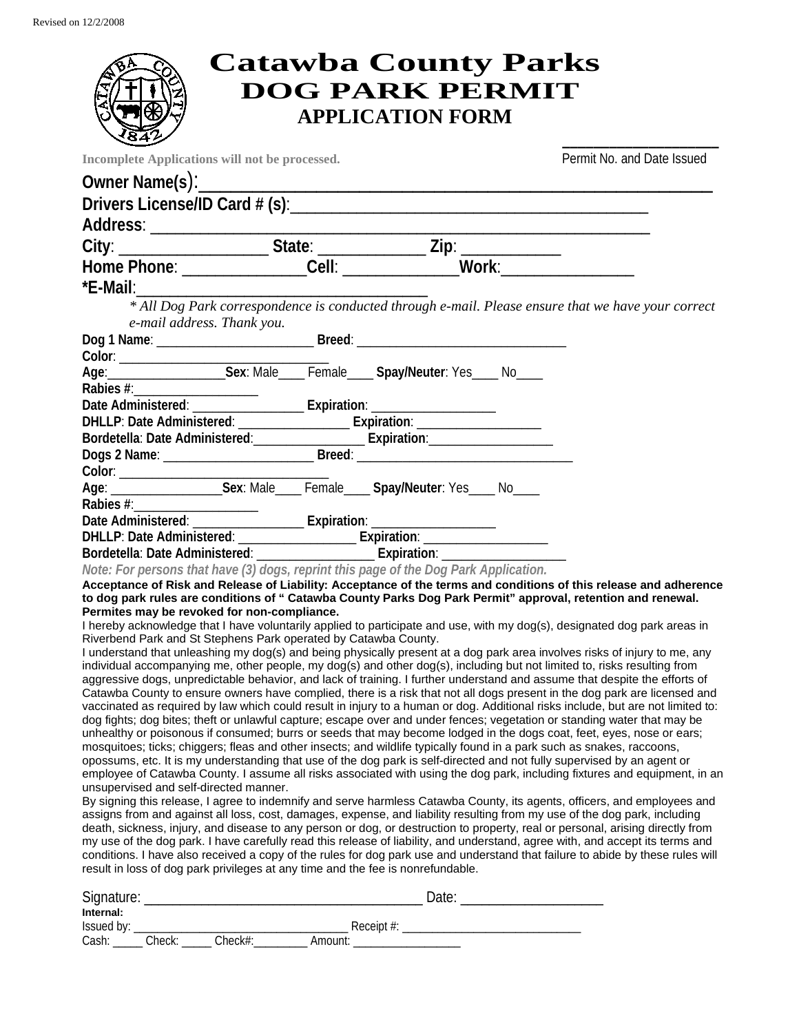Revised on 12/2/2008

# Catawba County Parks
## DOG PARK PERMIT
### APPLICATION FORM

**Incomplete Applications will not be processed.**

\_\_\_\_\_\_\_\_\_\_\_\_\_\_\_\_\_\_\_
Permit No. and Date Issued

**Owner Name(s):**\_\_\_\_\_\_\_\_\_\_\_\_\_\_\_\_\_\_\_\_\_\_\_\_\_\_\_\_\_\_\_\_\_\_\_\_\_\_\_\_\_\_\_\_\_\_\_\_\_\_\_\_\_\_\_

**Drivers License/ID Card # (s)**:\_\_\_\_\_\_\_\_\_\_\_\_\_\_\_\_\_\_\_\_\_\_\_\_\_\_\_\_\_\_\_\_\_\_\_\_\_\_\_\_\_\_

**Address**: \_\_\_\_\_\_\_\_\_\_\_\_\_\_\_\_\_\_\_\_\_\_\_\_\_\_\_\_\_\_\_\_\_\_\_\_\_\_\_\_\_\_\_\_\_\_\_\_\_\_\_\_\_\_\_\_\_

**City**: \_\_\_\_\_\_\_\_\_\_\_\_\_\_\_\_\_\_ **State**: \_\_\_\_\_\_\_\_\_\_\_\_\_ **Zip**: \_\_\_\_\_\_\_\_\_\_\_\_

**Home Phone**: \_\_\_\_\_\_\_\_\_\_\_\_\_\_\_**Cell**: \_\_\_\_\_\_\_\_\_\_\_\_\_\_**Work**:\_\_\_\_\_\_\_\_\_\_\_\_\_\_\_\_

**\*E-Mail**:\_\_\_\_\_\_\_\_\_\_\_\_\_\_\_\_\_\_\_\_\_\_\_\_\_\_\_\_\_\_\_\_\_\_\_\_

*\* All Dog Park correspondence is conducted through e-mail. Please ensure that we have your correct e-mail address. Thank you.*

**Dog 1 Name**: \_\_\_\_\_\_\_\_\_\_\_\_\_\_\_\_\_\_\_\_\_\_\_ **Breed**: \_\_\_\_\_\_\_\_\_\_\_\_\_\_\_\_\_\_\_\_\_\_\_\_\_\_\_\_\_\_

**Color**: \_\_\_\_\_\_\_\_\_\_\_\_\_\_\_\_\_\_\_\_\_\_\_\_\_\_\_\_\_\_

**Age**:\_\_\_\_\_\_\_\_\_\_\_\_\_\_\_\_\_\_**Sex**: Male\_\_\_\_ Female\_\_\_\_ **Spay/Neuter**: Yes\_\_\_\_ No\_\_\_\_

**Rabies #**:\_\_\_\_\_\_\_\_\_\_\_\_\_\_\_\_\_\_

**Date Administered**: \_\_\_\_\_\_\_\_\_\_\_\_\_\_\_\_\_ **Expiration**: \_\_\_\_\_\_\_\_\_\_\_\_\_\_\_\_\_\_

**DHLLP**: **Date Administered**: \_\_\_\_\_\_\_\_\_\_\_\_\_\_\_\_\_ **Expiration**: \_\_\_\_\_\_\_\_\_\_\_\_\_\_\_\_\_\_

**Bordetella**: **Date Administered**:\_\_\_\_\_\_\_\_\_\_\_\_\_\_\_\_\_ **Expiration**:\_\_\_\_\_\_\_\_\_\_\_\_\_\_\_\_\_\_

**Dogs 2 Name**: \_\_\_\_\_\_\_\_\_\_\_\_\_\_\_\_\_\_\_\_\_\_ **Breed**: \_\_\_\_\_\_\_\_\_\_\_\_\_\_\_\_\_\_\_\_\_\_\_\_\_\_\_\_\_\_\_

**Color**: \_\_\_\_\_\_\_\_\_\_\_\_\_\_\_\_\_\_\_\_\_\_\_\_\_\_\_\_\_\_

**Age**: \_\_\_\_\_\_\_\_\_\_\_\_\_\_\_\_\_**Sex**: Male\_\_\_\_ Female\_\_\_\_ **Spay/Neuter**: Yes\_\_\_\_ No\_\_\_\_

**Rabies #**:\_\_\_\_\_\_\_\_\_\_\_\_\_\_\_\_\_\_

**Date Administered**: \_\_\_\_\_\_\_\_\_\_\_\_\_\_\_\_\_ **Expiration**: \_\_\_\_\_\_\_\_\_\_\_\_\_\_\_\_\_\_

**DHLLP**: **Date Administered**: \_\_\_\_\_\_\_\_\_\_\_\_\_\_\_\_\_\_ **Expiration**: \_\_\_\_\_\_\_\_\_\_\_\_\_\_\_\_\_\_

**Bordetella**: **Date Administered**: \_\_\_\_\_\_\_\_\_\_\_\_\_\_\_\_\_\_ **Expiration**: \_\_\_\_\_\_\_\_\_\_\_\_\_\_\_\_\_\_

***Note: For persons that have (3) dogs, reprint this page of the Dog Park Application.***

**Acceptance of Risk and Release of Liability: Acceptance of the terms and conditions of this release and adherence to dog park rules are conditions of " Catawba County Parks Dog Park Permit" approval, retention and renewal. Permites may be revoked for non-compliance.**

I hereby acknowledge that I have voluntarily applied to participate and use, with my dog(s), designated dog park areas in Riverbend Park and St Stephens Park operated by Catawba County.

I understand that unleashing my dog(s) and being physically present at a dog park area involves risks of injury to me, any individual accompanying me, other people, my dog(s) and other dog(s), including but not limited to, risks resulting from aggressive dogs, unpredictable behavior, and lack of training. I further understand and assume that despite the efforts of Catawba County to ensure owners have complied, there is a risk that not all dogs present in the dog park are licensed and vaccinated as required by law which could result in injury to a human or dog. Additional risks include, but are not limited to: dog fights; dog bites; theft or unlawful capture; escape over and under fences; vegetation or standing water that may be unhealthy or poisonous if consumed; burrs or seeds that may become lodged in the dogs coat, feet, eyes, nose or ears; mosquitoes; ticks; chiggers; fleas and other insects; and wildlife typically found in a park such as snakes, raccoons, opossums, etc. It is my understanding that use of the dog park is self-directed and not fully supervised by an agent or employee of Catawba County. I assume all risks associated with using the dog park, including fixtures and equipment, in an unsupervised and self-directed manner.

By signing this release, I agree to indemnify and serve harmless Catawba County, its agents, officers, and employees and assigns from and against all loss, cost, damages, expense, and liability resulting from my use of the dog park, including death, sickness, injury, and disease to any person or dog, or destruction to property, real or personal, arising directly from my use of the dog park. I have carefully read this release of liability, and understand, agree with, and accept its terms and conditions. I have also received a copy of the rules for dog park use and understand that failure to abide by these rules will result in loss of dog park privileges at any time and the fee is nonrefundable.

Signature: \_\_\_\_\_\_\_\_\_\_\_\_\_\_\_\_\_\_\_\_\_\_\_\_\_\_\_\_\_\_\_\_\_\_\_\_\_\_ Date: \_\_\_\_\_\_\_\_\_\_\_\_\_\_\_\_\_\_\_

**Internal:**

Issued by: \_\_\_\_\_\_\_\_\_\_\_\_\_\_\_\_\_\_\_\_\_\_\_\_\_\_\_\_\_\_\_\_\_\_ Receipt #: \_\_\_\_\_\_\_\_\_\_\_\_\_\_\_\_\_\_\_\_\_\_\_\_\_\_\_\_

Cash: \_\_\_\_\_ Check: \_\_\_\_\_ Check#:\_\_\_\_\_\_\_\_\_ Amount: \_\_\_\_\_\_\_\_\_\_\_\_\_\_\_\_\_\_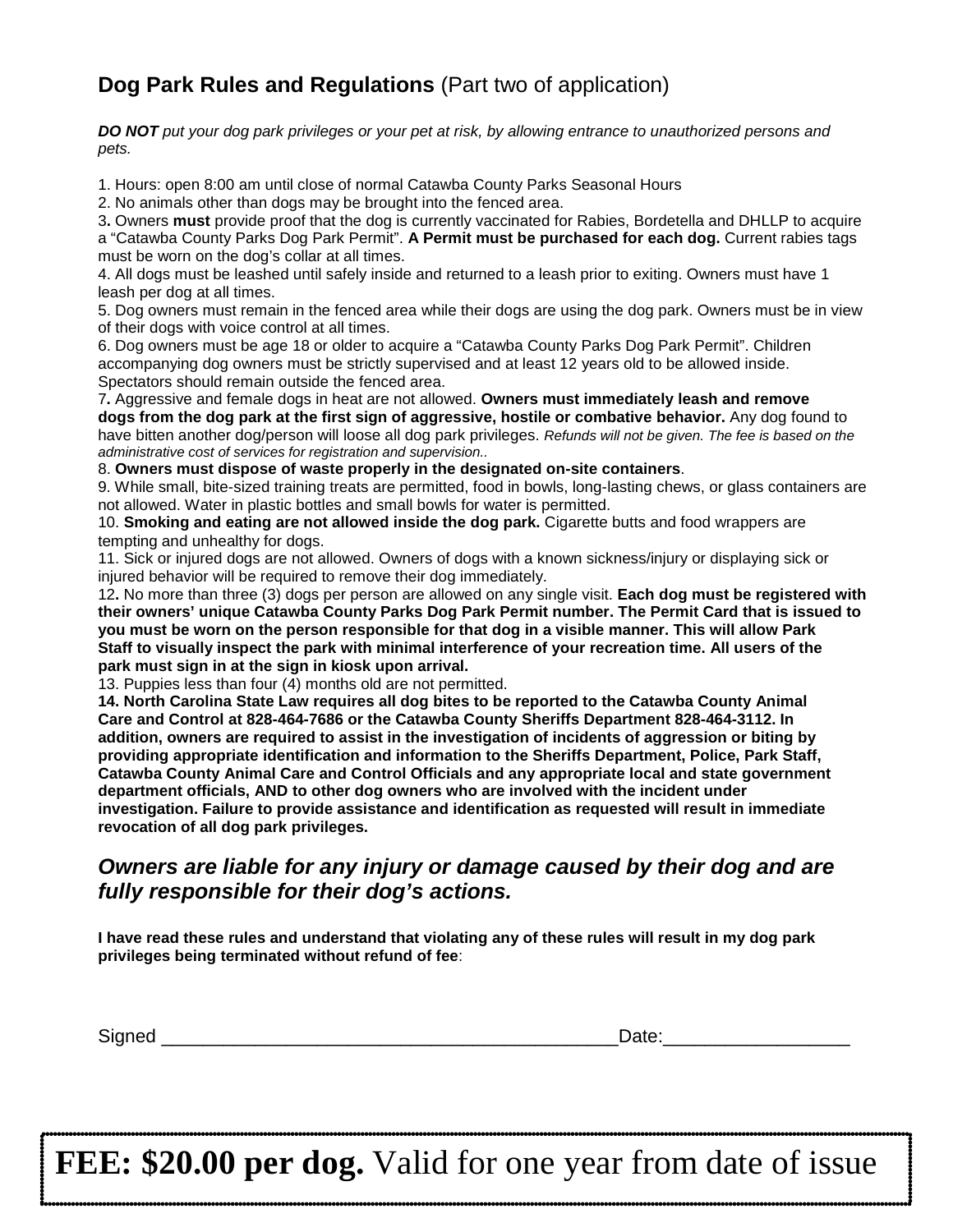## **Dog Park Rules and Regulations** (Part two of application)

***DO NOT*** *put your dog park privileges or your pet at risk, by allowing entrance to unauthorized persons and pets.*

1. Hours: open 8:00 am until close of normal Catawba County Parks Seasonal Hours
2. No animals other than dogs may be brought into the fenced area.
3. Owners **must** provide proof that the dog is currently vaccinated for Rabies, Bordetella and DHLLP to acquire a "Catawba County Parks Dog Park Permit". **A Permit must be purchased for each dog.** Current rabies tags must be worn on the dog's collar at all times.
4. All dogs must be leashed until safely inside and returned to a leash prior to exiting. Owners must have 1 leash per dog at all times.
5. Dog owners must remain in the fenced area while their dogs are using the dog park. Owners must be in view of their dogs with voice control at all times.
6. Dog owners must be age 18 or older to acquire a "Catawba County Parks Dog Park Permit". Children accompanying dog owners must be strictly supervised and at least 12 years old to be allowed inside. Spectators should remain outside the fenced area.
7. Aggressive and female dogs in heat are not allowed. **Owners must immediately leash and remove dogs from the dog park at the first sign of aggressive, hostile or combative behavior.** Any dog found to have bitten another dog/person will loose all dog park privileges. *Refunds will not be given. The fee is based on the administrative cost of services for registration and supervision..*
8. **Owners must dispose of waste properly in the designated on-site containers**.
9. While small, bite-sized training treats are permitted, food in bowls, long-lasting chews, or glass containers are not allowed. Water in plastic bottles and small bowls for water is permitted.
10. **Smoking and eating are not allowed inside the dog park.** Cigarette butts and food wrappers are tempting and unhealthy for dogs.
11. Sick or injured dogs are not allowed. Owners of dogs with a known sickness/injury or displaying sick or injured behavior will be required to remove their dog immediately.
12. No more than three (3) dogs per person are allowed on any single visit. **Each dog must be registered with their owners' unique Catawba County Parks Dog Park Permit number. The Permit Card that is issued to you must be worn on the person responsible for that dog in a visible manner. This will allow Park Staff to visually inspect the park with minimal interference of your recreation time. All users of the park must sign in at the sign in kiosk upon arrival.**
13. Puppies less than four (4) months old are not permitted.
14. **North Carolina State Law requires all dog bites to be reported to the Catawba County Animal Care and Control at 828-464-7686 or the Catawba County Sheriffs Department 828-464-3112. In addition, owners are required to assist in the investigation of incidents of aggression or biting by providing appropriate identification and information to the Sheriffs Department, Police, Park Staff, Catawba County Animal Care and Control Officials and any appropriate local and state government department officials, AND to other dog owners who are involved with the incident under investigation. Failure to provide assistance and identification as requested will result in immediate revocation of all dog park privileges.**

### ***Owners are liable for any injury or damage caused by their dog and are fully responsible for their dog's actions.***

**I have read these rules and understand that violating any of these rules will result in my dog park privileges being terminated without refund of fee**:

Signed ____________________________________________Date:_________________

**FEE: $20.00 per dog.** Valid for one year from date of issue